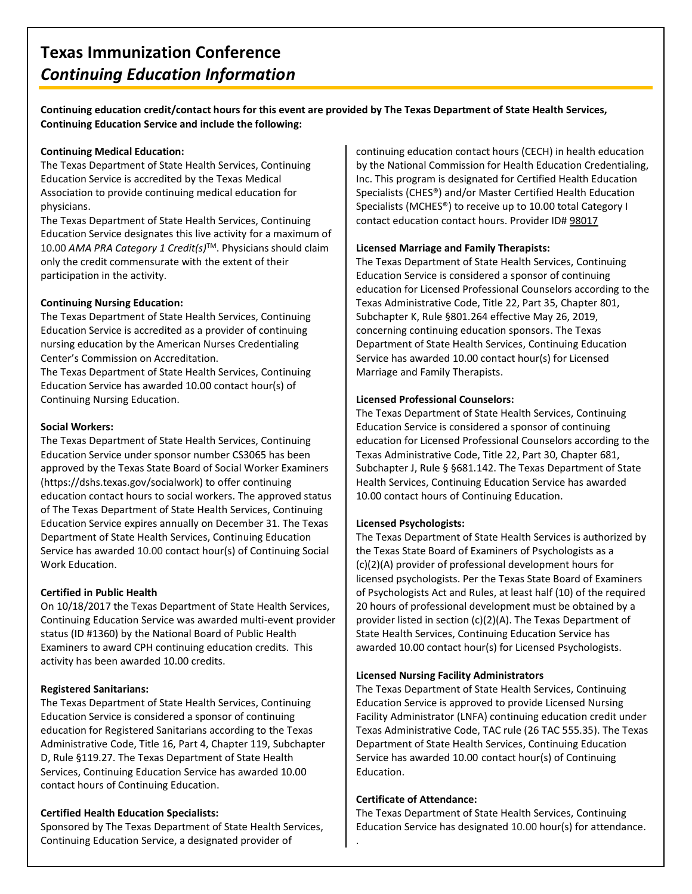# Texas Immunization Conference
## *Continuing Education Information*

**Continuing education credit/contact hours for this event are provided by The Texas Department of State Health Services, Continuing Education Service and include the following:**

**Continuing Medical Education:**
The Texas Department of State Health Services, Continuing Education Service is accredited by the Texas Medical Association to provide continuing medical education for physicians.
The Texas Department of State Health Services, Continuing Education Service designates this live activity for a maximum of 10.00 *AMA PRA Category 1 Credit(s)*™. Physicians should claim only the credit commensurate with the extent of their participation in the activity.

**Continuing Nursing Education:**
The Texas Department of State Health Services, Continuing Education Service is accredited as a provider of continuing nursing education by the American Nurses Credentialing Center's Commission on Accreditation.
The Texas Department of State Health Services, Continuing Education Service has awarded 10.00 contact hour(s) of Continuing Nursing Education.

**Social Workers:**
The Texas Department of State Health Services, Continuing Education Service under sponsor number CS3065 has been approved by the Texas State Board of Social Worker Examiners (https://dshs.texas.gov/socialwork) to offer continuing education contact hours to social workers. The approved status of The Texas Department of State Health Services, Continuing Education Service expires annually on December 31. The Texas Department of State Health Services, Continuing Education Service has awarded 10.00 contact hour(s) of Continuing Social Work Education.

**Certified in Public Health**
On 10/18/2017 the Texas Department of State Health Services, Continuing Education Service was awarded multi-event provider status (ID #1360) by the National Board of Public Health Examiners to award CPH continuing education credits. This activity has been awarded 10.00 credits.

**Registered Sanitarians:**
The Texas Department of State Health Services, Continuing Education Service is considered a sponsor of continuing education for Registered Sanitarians according to the Texas Administrative Code, Title 16, Part 4, Chapter 119, Subchapter D, Rule §119.27. The Texas Department of State Health Services, Continuing Education Service has awarded 10.00 contact hours of Continuing Education.

**Certified Health Education Specialists:**
Sponsored by The Texas Department of State Health Services, Continuing Education Service, a designated provider of continuing education contact hours (CECH) in health education by the National Commission for Health Education Credentialing, Inc. This program is designated for Certified Health Education Specialists (CHES®) and/or Master Certified Health Education Specialists (MCHES®) to receive up to 10.00 total Category I contact education contact hours. Provider ID# 98017

**Licensed Marriage and Family Therapists:**
The Texas Department of State Health Services, Continuing Education Service is considered a sponsor of continuing education for Licensed Professional Counselors according to the Texas Administrative Code, Title 22, Part 35, Chapter 801, Subchapter K, Rule §801.264 effective May 26, 2019, concerning continuing education sponsors. The Texas Department of State Health Services, Continuing Education Service has awarded 10.00 contact hour(s) for Licensed Marriage and Family Therapists.

**Licensed Professional Counselors:**
The Texas Department of State Health Services, Continuing Education Service is considered a sponsor of continuing education for Licensed Professional Counselors according to the Texas Administrative Code, Title 22, Part 30, Chapter 681, Subchapter J, Rule § §681.142. The Texas Department of State Health Services, Continuing Education Service has awarded 10.00 contact hours of Continuing Education.

**Licensed Psychologists:**
The Texas Department of State Health Services is authorized by the Texas State Board of Examiners of Psychologists as a (c)(2)(A) provider of professional development hours for licensed psychologists. Per the Texas State Board of Examiners of Psychologists Act and Rules, at least half (10) of the required 20 hours of professional development must be obtained by a provider listed in section (c)(2)(A). The Texas Department of State Health Services, Continuing Education Service has awarded 10.00 contact hour(s) for Licensed Psychologists.

**Licensed Nursing Facility Administrators**
The Texas Department of State Health Services, Continuing Education Service is approved to provide Licensed Nursing Facility Administrator (LNFA) continuing education credit under Texas Administrative Code, TAC rule (26 TAC 555.35). The Texas Department of State Health Services, Continuing Education Service has awarded 10.00 contact hour(s) of Continuing Education.

**Certificate of Attendance:**
The Texas Department of State Health Services, Continuing Education Service has designated 10.00 hour(s) for attendance.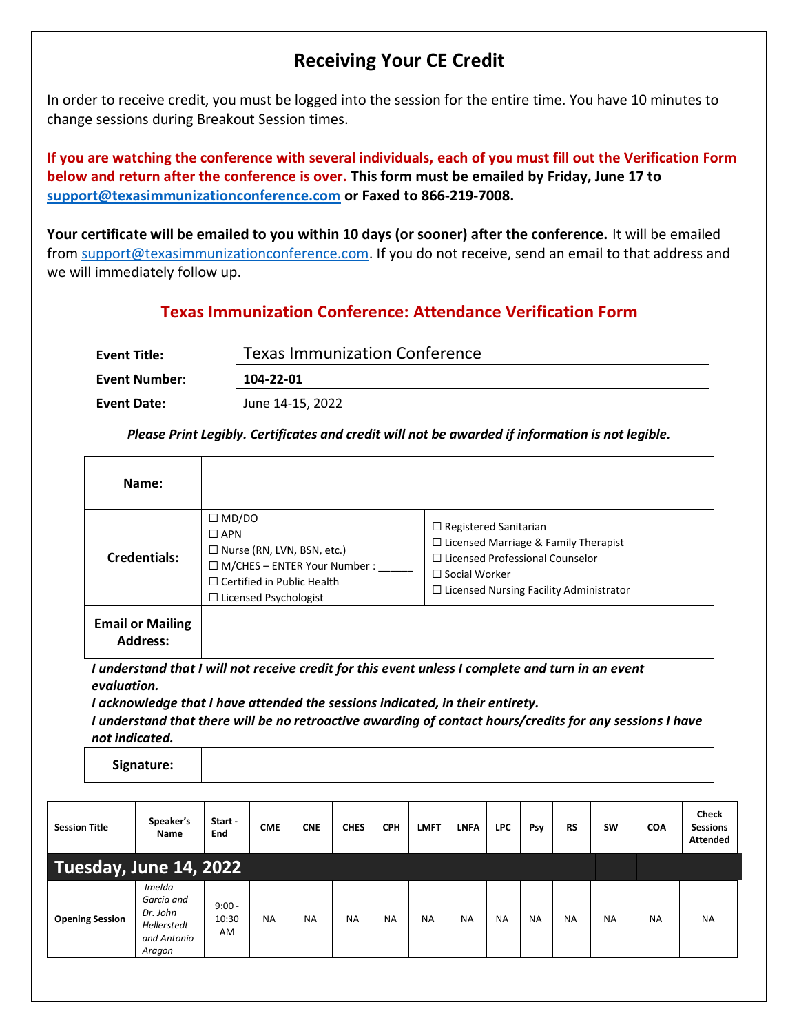# Receiving Your CE Credit

In order to receive credit, you must be logged into the session for the entire time. You have 10 minutes to change sessions during Breakout Session times.

**If you are watching the conference with several individuals, each of you must fill out the Verification Form below and return after the conference is over. This form must be emailed by Friday, June 17 to support@texasimmunizationconference.com or Faxed to 866-219-7008.**

**Your certificate will be emailed to you within 10 days (or sooner) after the conference.** It will be emailed from support@texasimmunizationconference.com. If you do not receive, send an email to that address and we will immediately follow up.

## Texas Immunization Conference: Attendance Verification Form

| | |
|---|---|
| **Event Title:** | Texas Immunization Conference |
| **Event Number:** | **104-22-01** |
| **Event Date:** | June 14-15, 2022 |

*Please Print Legibly. Certificates and credit will not be awarded if information is not legible.*

| | | |
|---|---|---|
| **Name:** | | |
| **Credentials:** | ☐ MD/DO<br>☐ APN<br>☐ Nurse (RN, LVN, BSN, etc.)<br>☐ M/CHES – ENTER Your Number : ______<br>☐ Certified in Public Health<br>☐ Licensed Psychologist | ☐ Registered Sanitarian<br>☐ Licensed Marriage & Family Therapist<br>☐ Licensed Professional Counselor<br>☐ Social Worker<br>☐ Licensed Nursing Facility Administrator |
| **Email or Mailing Address:** | | |

***I understand that I will not receive credit for this event unless I complete and turn in an event evaluation.***
***I acknowledge that I have attended the sessions indicated, in their entirety.***
***I understand that there will be no retroactive awarding of contact hours/credits for any sessions I have not indicated.***

| | |
|---|---|
| **Signature:** | |

| Session Title | Speaker's Name | Start - End | CME | CNE | CHES | CPH | LMFT | LNFA | LPC | Psy | RS | SW | COA | Check Sessions Attended |
|---|---|---|---|---|---|---|---|---|---|---|---|---|---|---|
| **Tuesday, June 14, 2022** | | | | | | | | | | | | | | |
| **Opening Session** | *Imelda Garcia and Dr. John Hellerstedt and Antonio Aragon* | 9:00 - 10:30 AM | NA | NA | NA | NA | NA | NA | NA | NA | NA | NA | NA | NA |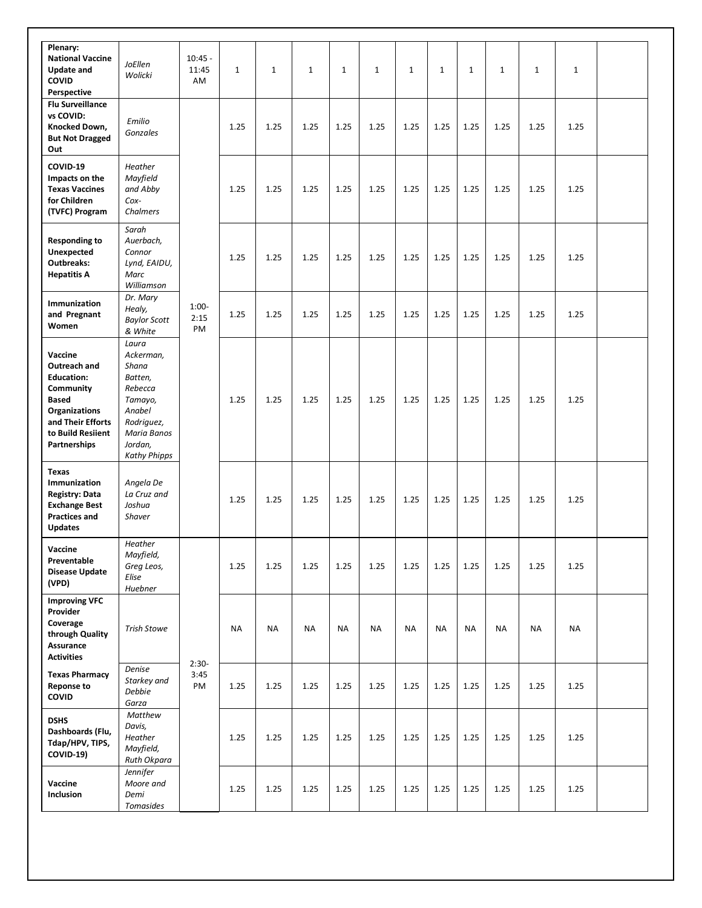| | | | | | | | | | | | | | | |
|---|---|---|---|---|---|---|---|---|---|---|---|---|---|---|
| **Plenary: National Vaccine Update and COVID Perspective** | *JoEllen Wolicki* | 10:45 - 11:45 AM | 1 | 1 | 1 | 1 | 1 | 1 | 1 | 1 | 1 | 1 | 1 | |
| **Flu Surveillance vs COVID: Knocked Down, But Not Dragged Out** | *Emilio Gonzales* | 1:00- 2:15 PM | 1.25 | 1.25 | 1.25 | 1.25 | 1.25 | 1.25 | 1.25 | 1.25 | 1.25 | 1.25 | 1.25 | |
| **COVID-19 Impacts on the Texas Vaccines for Children (TVFC) Program** | *Heather Mayfield and Abby Cox-Chalmers* | | 1.25 | 1.25 | 1.25 | 1.25 | 1.25 | 1.25 | 1.25 | 1.25 | 1.25 | 1.25 | 1.25 | |
| **Responding to Unexpected Outbreaks: Hepatitis A** | *Sarah Auerbach, Connor Lynd, EAIDU, Marc Williamson* | | 1.25 | 1.25 | 1.25 | 1.25 | 1.25 | 1.25 | 1.25 | 1.25 | 1.25 | 1.25 | 1.25 | |
| **Immunization and Pregnant Women** | *Dr. Mary Healy, Baylor Scott & White* | | 1.25 | 1.25 | 1.25 | 1.25 | 1.25 | 1.25 | 1.25 | 1.25 | 1.25 | 1.25 | 1.25 | |
| **Vaccine Outreach and Education: Community Based Organizations and Their Efforts to Build Resiient Partnerships** | *Laura Ackerman, Shana Batten, Rebecca Tamayo, Anabel Rodriguez, Maria Banos Jordan, Kathy Phipps* | | 1.25 | 1.25 | 1.25 | 1.25 | 1.25 | 1.25 | 1.25 | 1.25 | 1.25 | 1.25 | 1.25 | |
| **Texas Immunization Registry: Data Exchange Best Practices and Updates** | *Angela De La Cruz and Joshua Shaver* | | 1.25 | 1.25 | 1.25 | 1.25 | 1.25 | 1.25 | 1.25 | 1.25 | 1.25 | 1.25 | 1.25 | |
| **Vaccine Preventable Disease Update (VPD)** | *Heather Mayfield, Greg Leos, Elise Huebner* | 2:30- 3:45 PM | 1.25 | 1.25 | 1.25 | 1.25 | 1.25 | 1.25 | 1.25 | 1.25 | 1.25 | 1.25 | 1.25 | |
| **Improving VFC Provider Coverage through Quality Assurance Activities** | *Trish Stowe* | | NA | NA | NA | NA | NA | NA | NA | NA | NA | NA | NA | |
| **Texas Pharmacy Reponse to COVID** | *Denise Starkey and Debbie Garza* | | 1.25 | 1.25 | 1.25 | 1.25 | 1.25 | 1.25 | 1.25 | 1.25 | 1.25 | 1.25 | 1.25 | |
| **DSHS Dashboards (Flu, Tdap/HPV, TIPS, COVID-19)** | *Matthew Davis, Heather Mayfield, Ruth Okpara* | | 1.25 | 1.25 | 1.25 | 1.25 | 1.25 | 1.25 | 1.25 | 1.25 | 1.25 | 1.25 | 1.25 | |
| **Vaccine Inclusion** | *Jennifer Moore and Demi Tomasides* | | 1.25 | 1.25 | 1.25 | 1.25 | 1.25 | 1.25 | 1.25 | 1.25 | 1.25 | 1.25 | 1.25 | |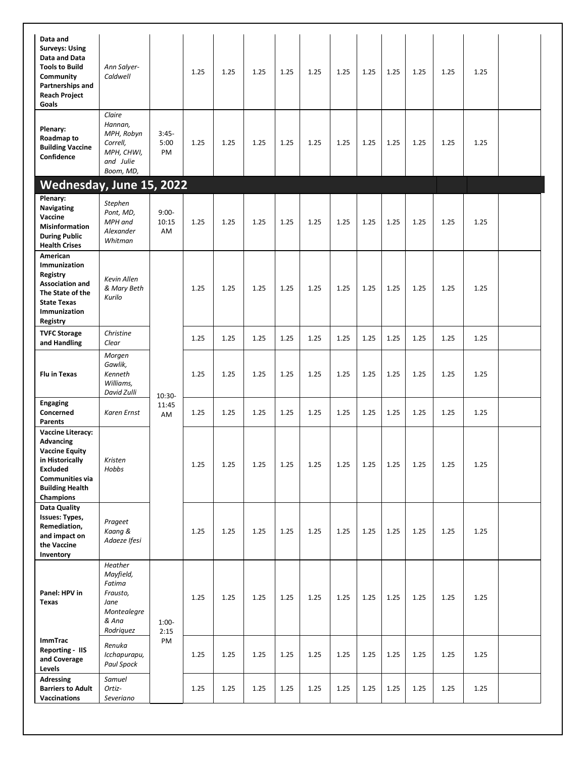| | | | | | | | | | | | | | | |
|---|---|---|---|---|---|---|---|---|---|---|---|---|---|---|
| **Data and Surveys: Using Data and Data Tools to Build Community Partnerships and Reach Project Goals** | *Ann Salyer-Caldwell* | | 1.25 | 1.25 | 1.25 | 1.25 | 1.25 | 1.25 | 1.25 | 1.25 | 1.25 | 1.25 | 1.25 | |
| **Plenary: Roadmap to Building Vaccine Confidence** | *Claire Hannan, MPH, Robyn Correll, MPH, CHWI, and Julie Boom, MD,* | 3:45-5:00 PM | 1.25 | 1.25 | 1.25 | 1.25 | 1.25 | 1.25 | 1.25 | 1.25 | 1.25 | 1.25 | 1.25 | |
| **Wednesday, June 15, 2022** | | | | | | | | | | | | | | |
| **Plenary: Navigating Vaccine Misinformation During Public Health Crises** | *Stephen Pont, MD, MPH and Alexander Whitman* | 9:00-10:15 AM | 1.25 | 1.25 | 1.25 | 1.25 | 1.25 | 1.25 | 1.25 | 1.25 | 1.25 | 1.25 | 1.25 | |
| **American Immunization Registry Association and The State of the State Texas Immunization Registry** | *Kevin Allen & Mary Beth Kurilo* | 10:30-11:45 AM | 1.25 | 1.25 | 1.25 | 1.25 | 1.25 | 1.25 | 1.25 | 1.25 | 1.25 | 1.25 | 1.25 | |
| **TVFC Storage and Handling** | *Christine Clear* | | 1.25 | 1.25 | 1.25 | 1.25 | 1.25 | 1.25 | 1.25 | 1.25 | 1.25 | 1.25 | 1.25 | |
| **Flu in Texas** | *Morgen Gawlik, Kenneth Williams, David Zulli* | | 1.25 | 1.25 | 1.25 | 1.25 | 1.25 | 1.25 | 1.25 | 1.25 | 1.25 | 1.25 | 1.25 | |
| **Engaging Concerned Parents** | *Karen Ernst* | | 1.25 | 1.25 | 1.25 | 1.25 | 1.25 | 1.25 | 1.25 | 1.25 | 1.25 | 1.25 | 1.25 | |
| **Vaccine Literacy: Advancing Vaccine Equity in Historically Excluded Communities via Building Health Champions** | *Kristen Hobbs* | | 1.25 | 1.25 | 1.25 | 1.25 | 1.25 | 1.25 | 1.25 | 1.25 | 1.25 | 1.25 | 1.25 | |
| **Data Quality Issues: Types, Remediation, and impact on the Vaccine Inventory** | *Prageet Kaang & Adaeze Ifesi* | | 1.25 | 1.25 | 1.25 | 1.25 | 1.25 | 1.25 | 1.25 | 1.25 | 1.25 | 1.25 | 1.25 | |
| **Panel: HPV in Texas** | *Heather Mayfield, Fatima Frausto, Jane Montealegre & Ana Rodriquez* | 1:00-2:15 PM | 1.25 | 1.25 | 1.25 | 1.25 | 1.25 | 1.25 | 1.25 | 1.25 | 1.25 | 1.25 | 1.25 | |
| **ImmTrac Reporting - IIS and Coverage Levels** | *Renuka Icchapurapu, Paul Spock* | | 1.25 | 1.25 | 1.25 | 1.25 | 1.25 | 1.25 | 1.25 | 1.25 | 1.25 | 1.25 | 1.25 | |
| **Adressing Barriers to Adult Vaccinations** | *Samuel Ortiz-Severiano* | | 1.25 | 1.25 | 1.25 | 1.25 | 1.25 | 1.25 | 1.25 | 1.25 | 1.25 | 1.25 | 1.25 | |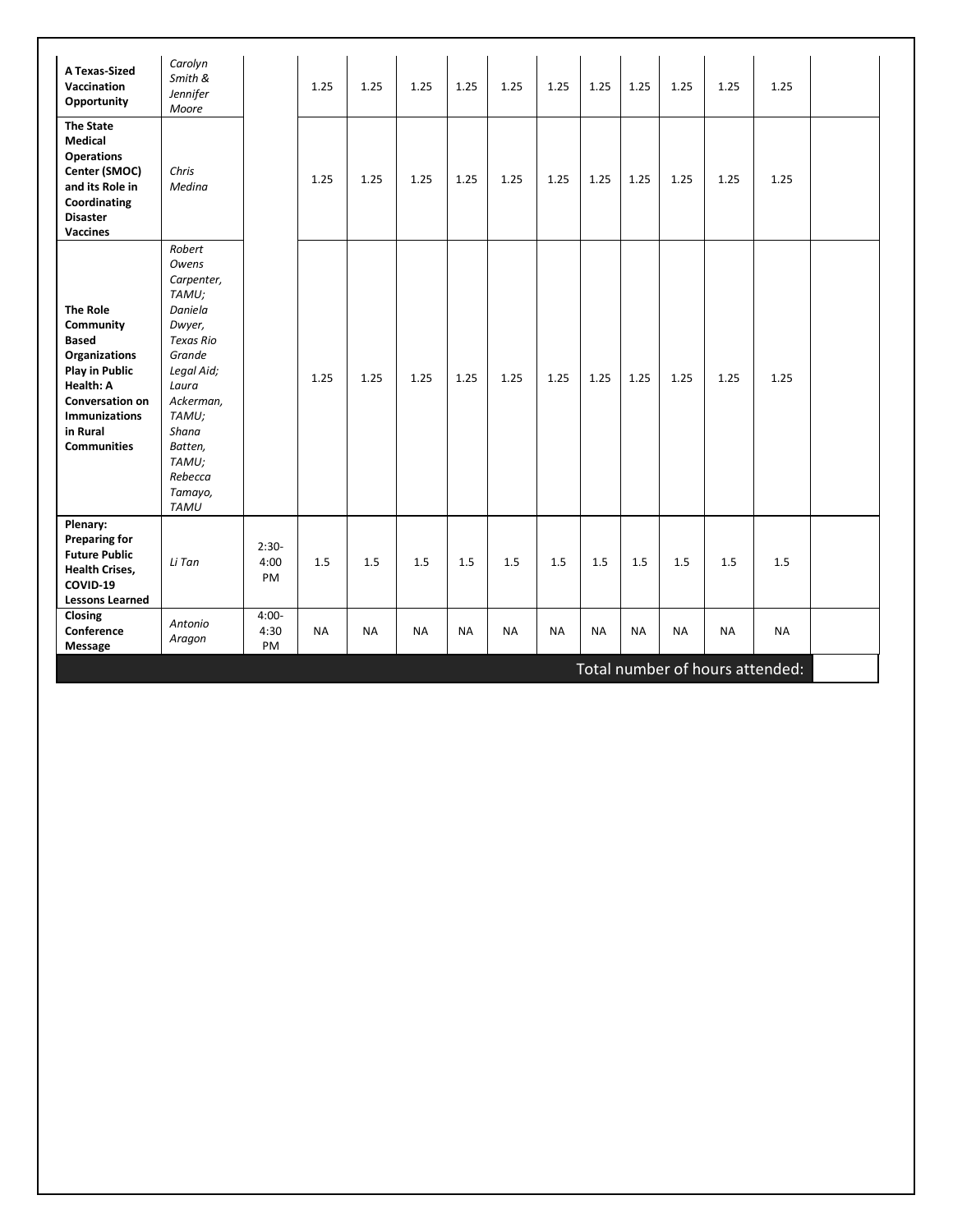| | | | | | | | | | | | | | | |
|---|---|---|---|---|---|---|---|---|---|---|---|---|---|---|
| **A Texas-Sized Vaccination Opportunity** | *Carolyn Smith & Jennifer Moore* | | 1.25 | 1.25 | 1.25 | 1.25 | 1.25 | 1.25 | 1.25 | 1.25 | 1.25 | 1.25 | 1.25 | |
| **The State Medical Operations Center (SMOC) and its Role in Coordinating Disaster Vaccines** | *Chris Medina* | | 1.25 | 1.25 | 1.25 | 1.25 | 1.25 | 1.25 | 1.25 | 1.25 | 1.25 | 1.25 | 1.25 | |
| **The Role Community Based Organizations Play in Public Health: A Conversation on Immunizations in Rural Communities** | *Robert Owens Carpenter, TAMU; Daniela Dwyer, Texas Rio Grande Legal Aid; Laura Ackerman, TAMU; Shana Batten, TAMU; Rebecca Tamayo, TAMU* | | 1.25 | 1.25 | 1.25 | 1.25 | 1.25 | 1.25 | 1.25 | 1.25 | 1.25 | 1.25 | 1.25 | |
| **Plenary: Preparing for Future Public Health Crises, COVID-19 Lessons Learned** | *Li Tan* | 2:30-4:00 PM | 1.5 | 1.5 | 1.5 | 1.5 | 1.5 | 1.5 | 1.5 | 1.5 | 1.5 | 1.5 | 1.5 | |
| **Closing Conference Message** | *Antonio Aragon* | 4:00-4:30 PM | NA | NA | NA | NA | NA | NA | NA | NA | NA | NA | NA | |
| Total number of hours attended: | | | | | | | | | | | | | | |